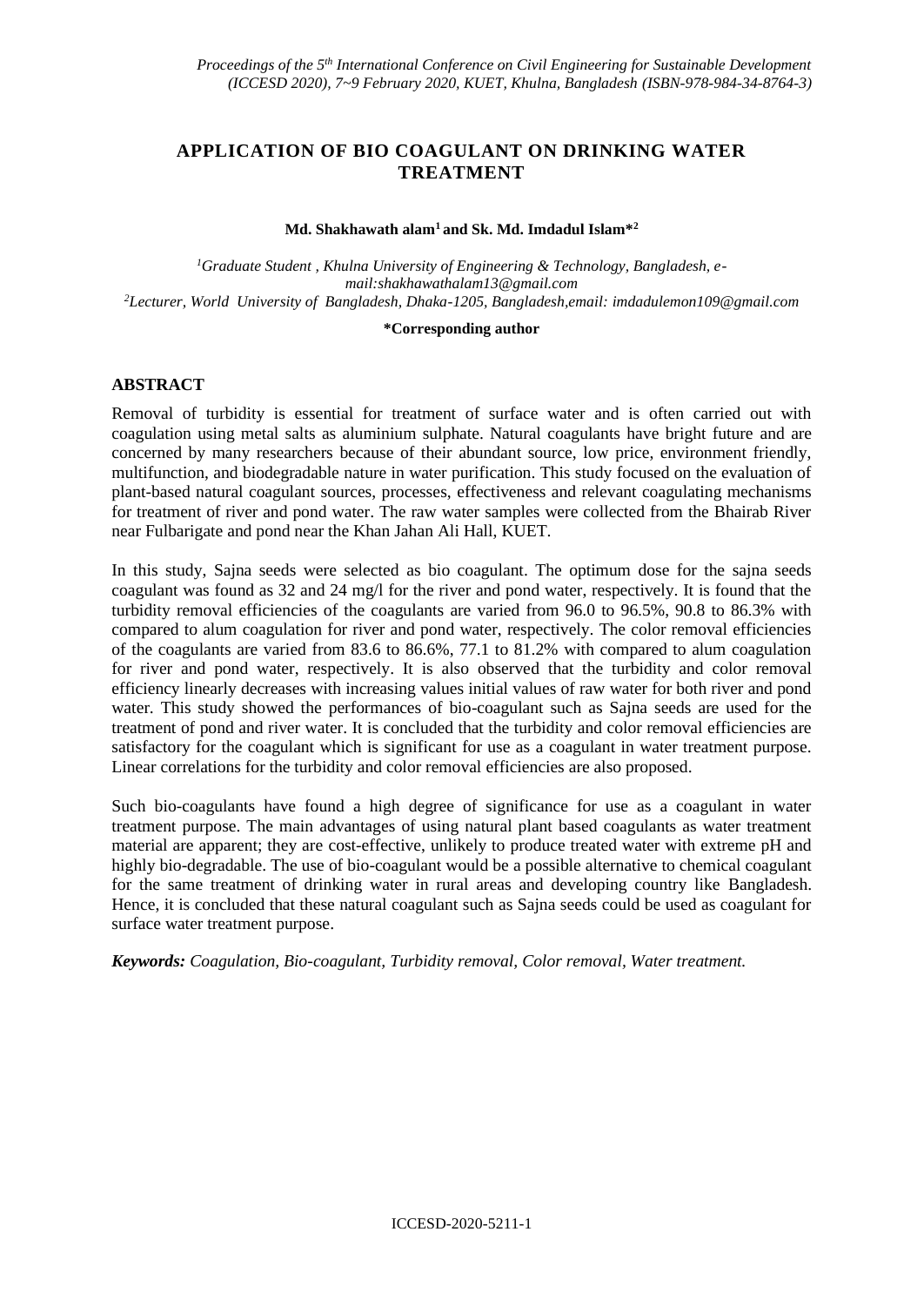# APPLICATION OF BIO COAGULANT ON DRINKING WATER TREATMENT

**Md. Shakhawath alam[1] and Sk. Md. Imdadul Islam*[2]**

*[1]Graduate Student , Khulna University of Engineering & Technology, Bangladesh, e-mail:shakhawathalam13@gmail.com*
*[2]Lecturer, World University of Bangladesh, Dhaka-1205, Bangladesh,email: imdadulemon109@gmail.com*

**\*Corresponding author**

## ABSTRACT

Removal of turbidity is essential for treatment of surface water and is often carried out with coagulation using metal salts as aluminium sulphate. Natural coagulants have bright future and are concerned by many researchers because of their abundant source, low price, environment friendly, multifunction, and biodegradable nature in water purification. This study focused on the evaluation of plant-based natural coagulant sources, processes, effectiveness and relevant coagulating mechanisms for treatment of river and pond water. The raw water samples were collected from the Bhairab River near Fulbarigate and pond near the Khan Jahan Ali Hall, KUET.

In this study, Sajna seeds were selected as bio coagulant. The optimum dose for the sajna seeds coagulant was found as 32 and 24 mg/l for the river and pond water, respectively. It is found that the turbidity removal efficiencies of the coagulants are varied from 96.0 to 96.5%, 90.8 to 86.3% with compared to alum coagulation for river and pond water, respectively. The color removal efficiencies of the coagulants are varied from 83.6 to 86.6%, 77.1 to 81.2% with compared to alum coagulation for river and pond water, respectively. It is also observed that the turbidity and color removal efficiency linearly decreases with increasing values initial values of raw water for both river and pond water. This study showed the performances of bio-coagulant such as Sajna seeds are used for the treatment of pond and river water. It is concluded that the turbidity and color removal efficiencies are satisfactory for the coagulant which is significant for use as a coagulant in water treatment purpose. Linear correlations for the turbidity and color removal efficiencies are also proposed.

Such bio-coagulants have found a high degree of significance for use as a coagulant in water treatment purpose. The main advantages of using natural plant based coagulants as water treatment material are apparent; they are cost-effective, unlikely to produce treated water with extreme pH and highly bio-degradable. The use of bio-coagulant would be a possible alternative to chemical coagulant for the same treatment of drinking water in rural areas and developing country like Bangladesh. Hence, it is concluded that these natural coagulant such as Sajna seeds could be used as coagulant for surface water treatment purpose.

***Keywords:*** *Coagulation, Bio-coagulant, Turbidity removal, Color removal, Water treatment.*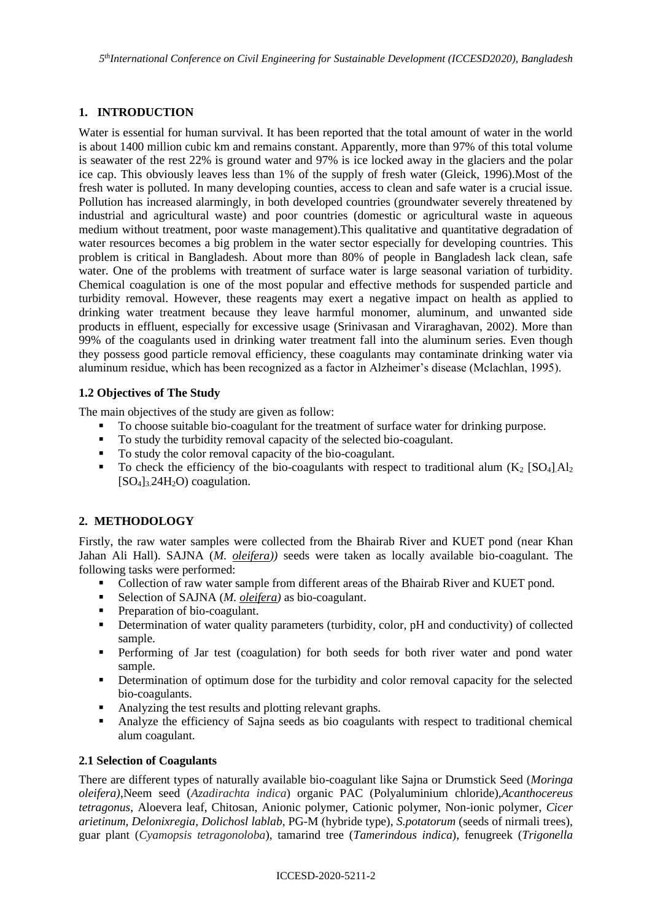## 1. INTRODUCTION

Water is essential for human survival. It has been reported that the total amount of water in the world is about 1400 million cubic km and remains constant. Apparently, more than 97% of this total volume is seawater of the rest 22% is ground water and 97% is ice locked away in the glaciers and the polar ice cap. This obviously leaves less than 1% of the supply of fresh water (Gleick, 1996).Most of the fresh water is polluted. In many developing counties, access to clean and safe water is a crucial issue. Pollution has increased alarmingly, in both developed countries (groundwater severely threatened by industrial and agricultural waste) and poor countries (domestic or agricultural waste in aqueous medium without treatment, poor waste management).This qualitative and quantitative degradation of water resources becomes a big problem in the water sector especially for developing countries. This problem is critical in Bangladesh. About more than 80% of people in Bangladesh lack clean, safe water. One of the problems with treatment of surface water is large seasonal variation of turbidity. Chemical coagulation is one of the most popular and effective methods for suspended particle and turbidity removal. However, these reagents may exert a negative impact on health as applied to drinking water treatment because they leave harmful monomer, aluminum, and unwanted side products in effluent, especially for excessive usage (Srinivasan and Viraraghavan, 2002). More than 99% of the coagulants used in drinking water treatment fall into the aluminum series. Even though they possess good particle removal efficiency, these coagulants may contaminate drinking water via aluminum residue, which has been recognized as a factor in Alzheimer's disease (Mclachlan, 1995).

### 1.2 Objectives of The Study

The main objectives of the study are given as follow:

- To choose suitable bio-coagulant for the treatment of surface water for drinking purpose.
- To study the turbidity removal capacity of the selected bio-coagulant.
- To study the color removal capacity of the bio-coagulant.
- To check the efficiency of the bio-coagulants with respect to traditional alum ($K_2\,[SO_4].Al_2\,[SO_4]_3.24H_2O$) coagulation.

## 2. METHODOLOGY

Firstly, the raw water samples were collected from the Bhairab River and KUET pond (near Khan Jahan Ali Hall). SAJNA (*M. oleifera))* seeds were taken as locally available bio-coagulant. The following tasks were performed:

- Collection of raw water sample from different areas of the Bhairab River and KUET pond.
- Selection of SAJNA (*M. oleifera)* as bio-coagulant.
- Preparation of bio-coagulant.
- Determination of water quality parameters (turbidity, color, pH and conductivity) of collected sample.
- Performing of Jar test (coagulation) for both seeds for both river water and pond water sample.
- Determination of optimum dose for the turbidity and color removal capacity for the selected bio-coagulants.
- Analyzing the test results and plotting relevant graphs.
- Analyze the efficiency of Sajna seeds as bio coagulants with respect to traditional chemical alum coagulant.

### 2.1 Selection of Coagulants

There are different types of naturally available bio-coagulant like Sajna or Drumstick Seed (*Moringa oleifera)*,Neem seed (*Azadirachta indica*) organic PAC (Polyaluminium chloride),*Acanthocereus tetragonus*, Aloevera leaf, Chitosan, Anionic polymer, Cationic polymer, Non-ionic polymer, *Cicer arietinum*, *Delonixregia*, *Dolichosl lablab*, PG-M (hybride type), *S.potatorum* (seeds of nirmali trees), guar plant (*Cyamopsis tetragonoloba*), tamarind tree (*Tamerindous indica*), fenugreek (*Trigonella*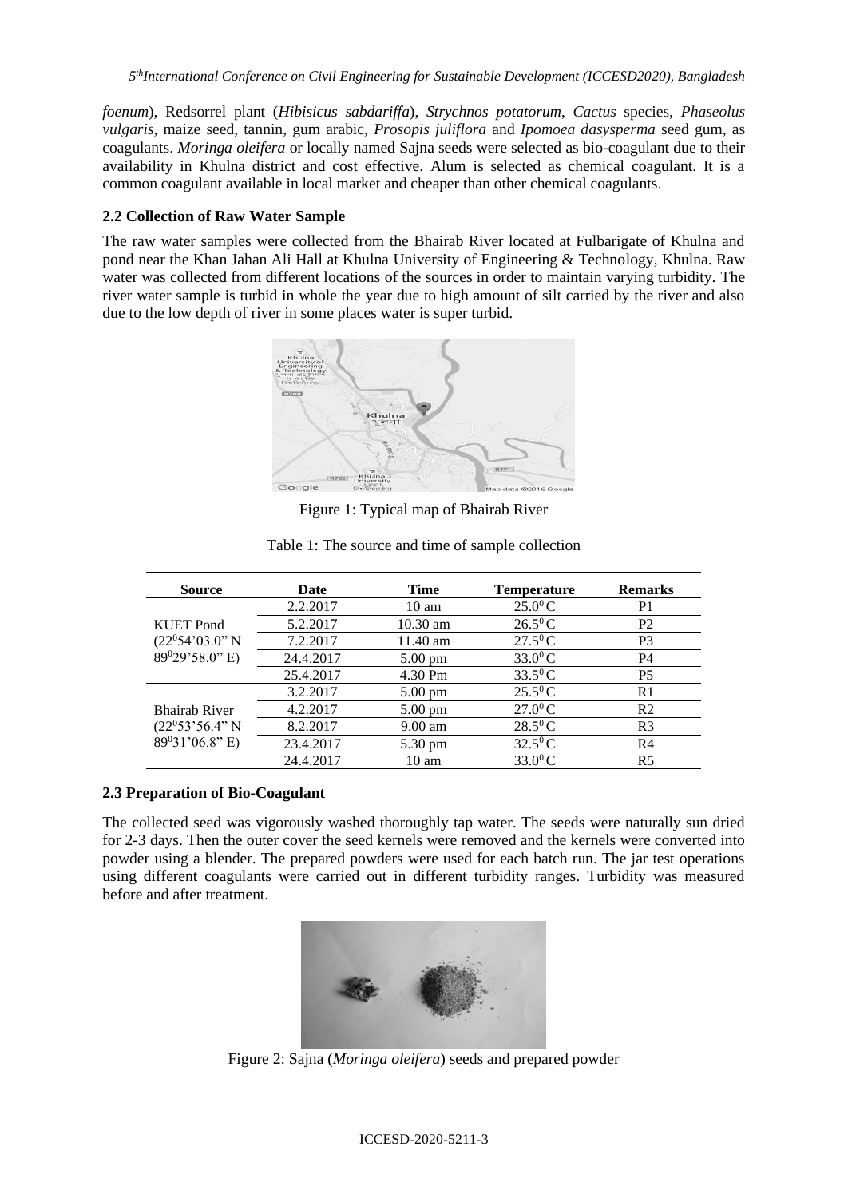*foenum*), Redsorrel plant (*Hibisicus sabdariffa*), *Strychnos potatorum*, *Cactus* species, *Phaseolus vulgaris*, maize seed, tannin, gum arabic, *Prosopis juliflora* and *Ipomoea dasysperma* seed gum, as coagulants. *Moringa oleifera* or locally named Sajna seeds were selected as bio-coagulant due to their availability in Khulna district and cost effective. Alum is selected as chemical coagulant. It is a common coagulant available in local market and cheaper than other chemical coagulants.

### 2.2 Collection of Raw Water Sample

The raw water samples were collected from the Bhairab River located at Fulbarigate of Khulna and pond near the Khan Jahan Ali Hall at Khulna University of Engineering & Technology, Khulna. Raw water was collected from different locations of the sources in order to maintain varying turbidity. The river water sample is turbid in whole the year due to high amount of silt carried by the river and also due to the low depth of river in some places water is super turbid.

Figure 1: Typical map of Bhairab River

Table 1: The source and time of sample collection

| Source | Date | Time | Temperature | Remarks |
|---|---|---|---|---|
| KUET Pond ($22^0$54'03.0" N $89^0$29'58.0" E) | 2.2.2017 | 10 am | $25.0^0$C | P1 |
| | 5.2.2017 | 10.30 am | $26.5^0$C | P2 |
| | 7.2.2017 | 11.40 am | $27.5^0$C | P3 |
| | 24.4.2017 | 5.00 pm | $33.0^0$C | P4 |
| | 25.4.2017 | 4.30 Pm | $33.5^0$C | P5 |
| Bhairab River ($22^0$53'56.4" N $89^0$31'06.8" E) | 3.2.2017 | 5.00 pm | $25.5^0$C | R1 |
| | 4.2.2017 | 5.00 pm | $27.0^0$C | R2 |
| | 8.2.2017 | 9.00 am | $28.5^0$C | R3 |
| | 23.4.2017 | 5.30 pm | $32.5^0$C | R4 |
| | 24.4.2017 | 10 am | $33.0^0$C | R5 |

### 2.3 Preparation of Bio-Coagulant

The collected seed was vigorously washed thoroughly tap water. The seeds were naturally sun dried for 2-3 days. Then the outer cover the seed kernels were removed and the kernels were converted into powder using a blender. The prepared powders were used for each batch run. The jar test operations using different coagulants were carried out in different turbidity ranges. Turbidity was measured before and after treatment.

Figure 2: Sajna (*Moringa oleifera*) seeds and prepared powder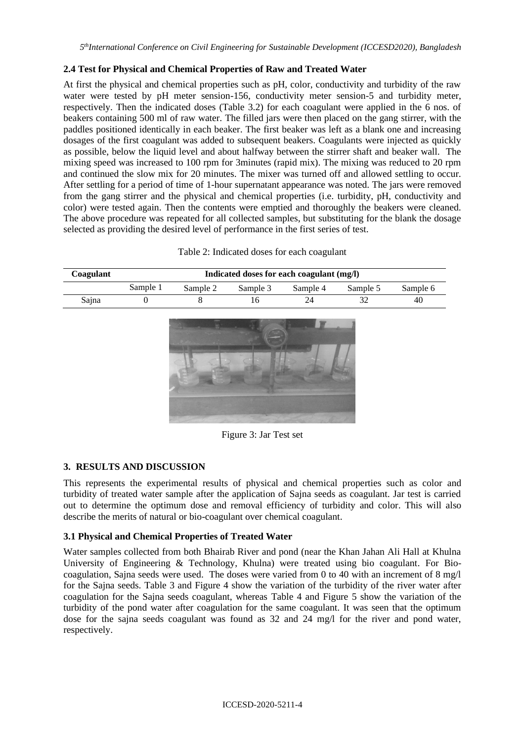### 2.4 Test for Physical and Chemical Properties of Raw and Treated Water

At first the physical and chemical properties such as pH, color, conductivity and turbidity of the raw water were tested by pH meter sension-156, conductivity meter sension-5 and turbidity meter, respectively. Then the indicated doses (Table 3.2) for each coagulant were applied in the 6 nos. of beakers containing 500 ml of raw water. The filled jars were then placed on the gang stirrer, with the paddles positioned identically in each beaker. The first beaker was left as a blank one and increasing dosages of the first coagulant was added to subsequent beakers. Coagulants were injected as quickly as possible, below the liquid level and about halfway between the stirrer shaft and beaker wall. The mixing speed was increased to 100 rpm for 3minutes (rapid mix). The mixing was reduced to 20 rpm and continued the slow mix for 20 minutes. The mixer was turned off and allowed settling to occur. After settling for a period of time of 1-hour supernatant appearance was noted. The jars were removed from the gang stirrer and the physical and chemical properties (i.e. turbidity, pH, conductivity and color) were tested again. Then the contents were emptied and thoroughly the beakers were cleaned. The above procedure was repeated for all collected samples, but substituting for the blank the dosage selected as providing the desired level of performance in the first series of test.

Table 2: Indicated doses for each coagulant

| Coagulant | Indicated doses for each coagulant (mg/l) | | | | | |
|---|---|---|---|---|---|---|
| | Sample 1 | Sample 2 | Sample 3 | Sample 4 | Sample 5 | Sample 6 |
| Sajna | 0 | 8 | 16 | 24 | 32 | 40 |

Figure 3: Jar Test set

## 3. RESULTS AND DISCUSSION

This represents the experimental results of physical and chemical properties such as color and turbidity of treated water sample after the application of Sajna seeds as coagulant. Jar test is carried out to determine the optimum dose and removal efficiency of turbidity and color. This will also describe the merits of natural or bio-coagulant over chemical coagulant.

### 3.1 Physical and Chemical Properties of Treated Water

Water samples collected from both Bhairab River and pond (near the Khan Jahan Ali Hall at Khulna University of Engineering & Technology, Khulna) were treated using bio coagulant. For Bio-coagulation, Sajna seeds were used. The doses were varied from 0 to 40 with an increment of 8 mg/l for the Sajna seeds. Table 3 and Figure 4 show the variation of the turbidity of the river water after coagulation for the Sajna seeds coagulant, whereas Table 4 and Figure 5 show the variation of the turbidity of the pond water after coagulation for the same coagulant. It was seen that the optimum dose for the sajna seeds coagulant was found as 32 and 24 mg/l for the river and pond water, respectively.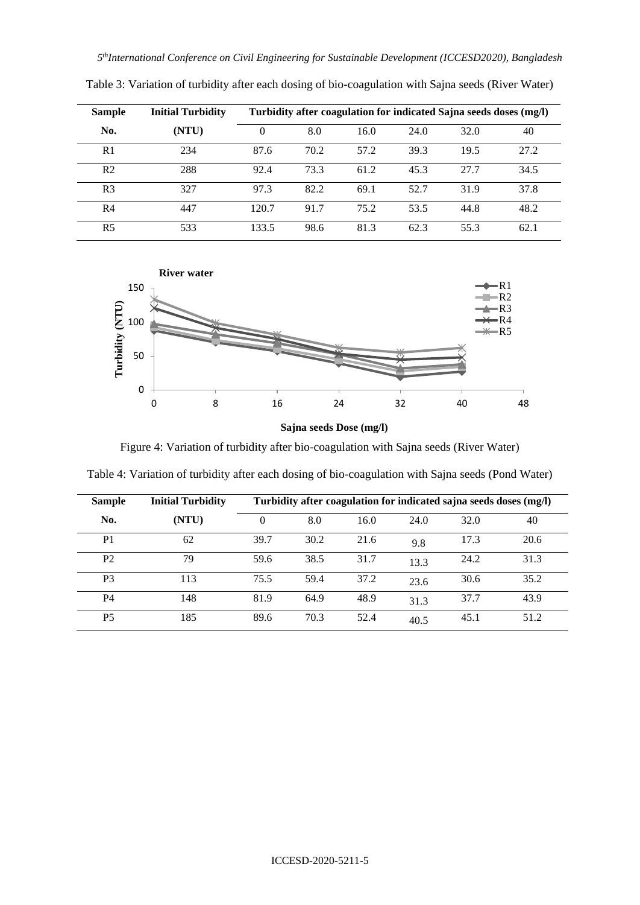Table 3: Variation of turbidity after each dosing of bio-coagulation with Sajna seeds (River Water)

| Sample No. | Initial Turbidity (NTU) | Turbidity after coagulation for indicated Sajna seeds doses (mg/l) | | | | | |
|---|---|---|---|---|---|---|---|
| | | 0 | 8.0 | 16.0 | 24.0 | 32.0 | 40 |
| R1 | 234 | 87.6 | 70.2 | 57.2 | 39.3 | 19.5 | 27.2 |
| R2 | 288 | 92.4 | 73.3 | 61.2 | 45.3 | 27.7 | 34.5 |
| R3 | 327 | 97.3 | 82.2 | 69.1 | 52.7 | 31.9 | 37.8 |
| R4 | 447 | 120.7 | 91.7 | 75.2 | 53.5 | 44.8 | 48.2 |
| R5 | 533 | 133.5 | 98.6 | 81.3 | 62.3 | 55.3 | 62.1 |

Figure 4: Variation of turbidity after bio-coagulation with Sajna seeds (River Water)

Table 4: Variation of turbidity after each dosing of bio-coagulation with Sajna seeds (Pond Water)

| Sample No. | Initial Turbidity (NTU) | Turbidity after coagulation for indicated sajna seeds doses (mg/l) | | | | | |
|---|---|---|---|---|---|---|---|
| | | 0 | 8.0 | 16.0 | 24.0 | 32.0 | 40 |
| P1 | 62 | 39.7 | 30.2 | 21.6 | 9.8 | 17.3 | 20.6 |
| P2 | 79 | 59.6 | 38.5 | 31.7 | 13.3 | 24.2 | 31.3 |
| P3 | 113 | 75.5 | 59.4 | 37.2 | 23.6 | 30.6 | 35.2 |
| P4 | 148 | 81.9 | 64.9 | 48.9 | 31.3 | 37.7 | 43.9 |
| P5 | 185 | 89.6 | 70.3 | 52.4 | 40.5 | 45.1 | 51.2 |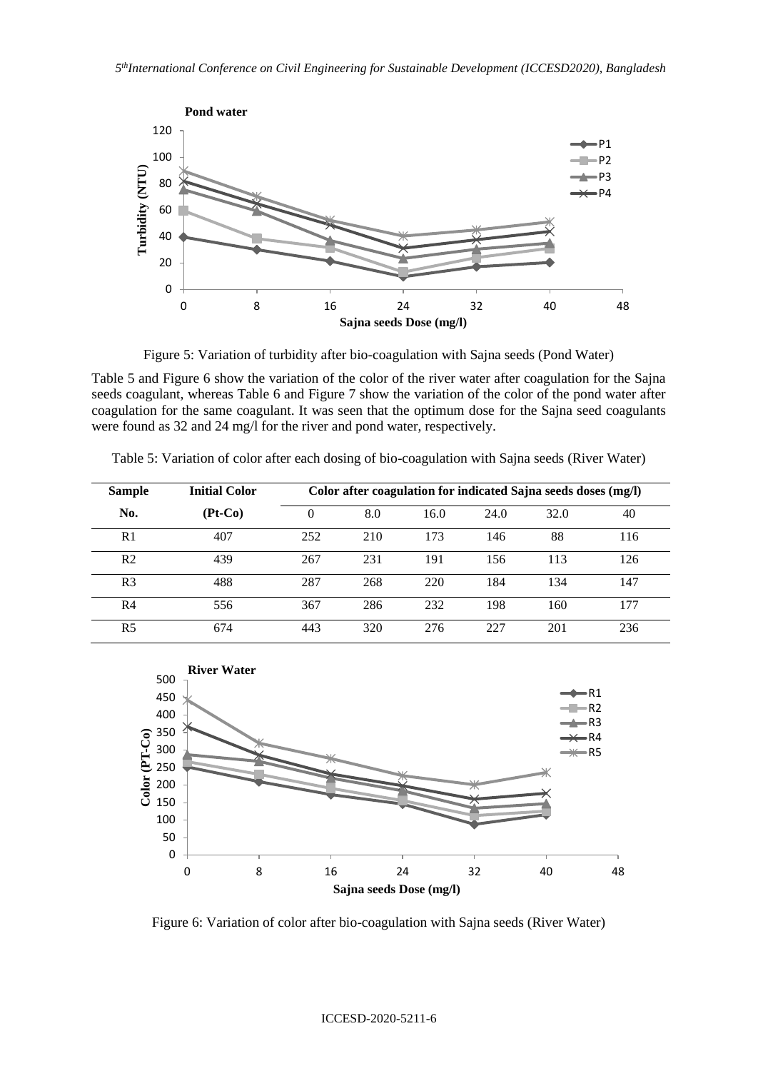Figure 5: Variation of turbidity after bio-coagulation with Sajna seeds (Pond Water)

Table 5 and Figure 6 show the variation of the color of the river water after coagulation for the Sajna seeds coagulant, whereas Table 6 and Figure 7 show the variation of the color of the pond water after coagulation for the same coagulant. It was seen that the optimum dose for the Sajna seed coagulants were found as 32 and 24 mg/l for the river and pond water, respectively.

Table 5: Variation of color after each dosing of bio-coagulation with Sajna seeds (River Water)

| Sample No. | Initial Color (Pt-Co) | Color after coagulation for indicated Sajna seeds doses (mg/l) | | | | | |
|---|---|---|---|---|---|---|---|
| | | 0 | 8.0 | 16.0 | 24.0 | 32.0 | 40 |
| R1 | 407 | 252 | 210 | 173 | 146 | 88 | 116 |
| R2 | 439 | 267 | 231 | 191 | 156 | 113 | 126 |
| R3 | 488 | 287 | 268 | 220 | 184 | 134 | 147 |
| R4 | 556 | 367 | 286 | 232 | 198 | 160 | 177 |
| R5 | 674 | 443 | 320 | 276 | 227 | 201 | 236 |

Figure 6: Variation of color after bio-coagulation with Sajna seeds (River Water)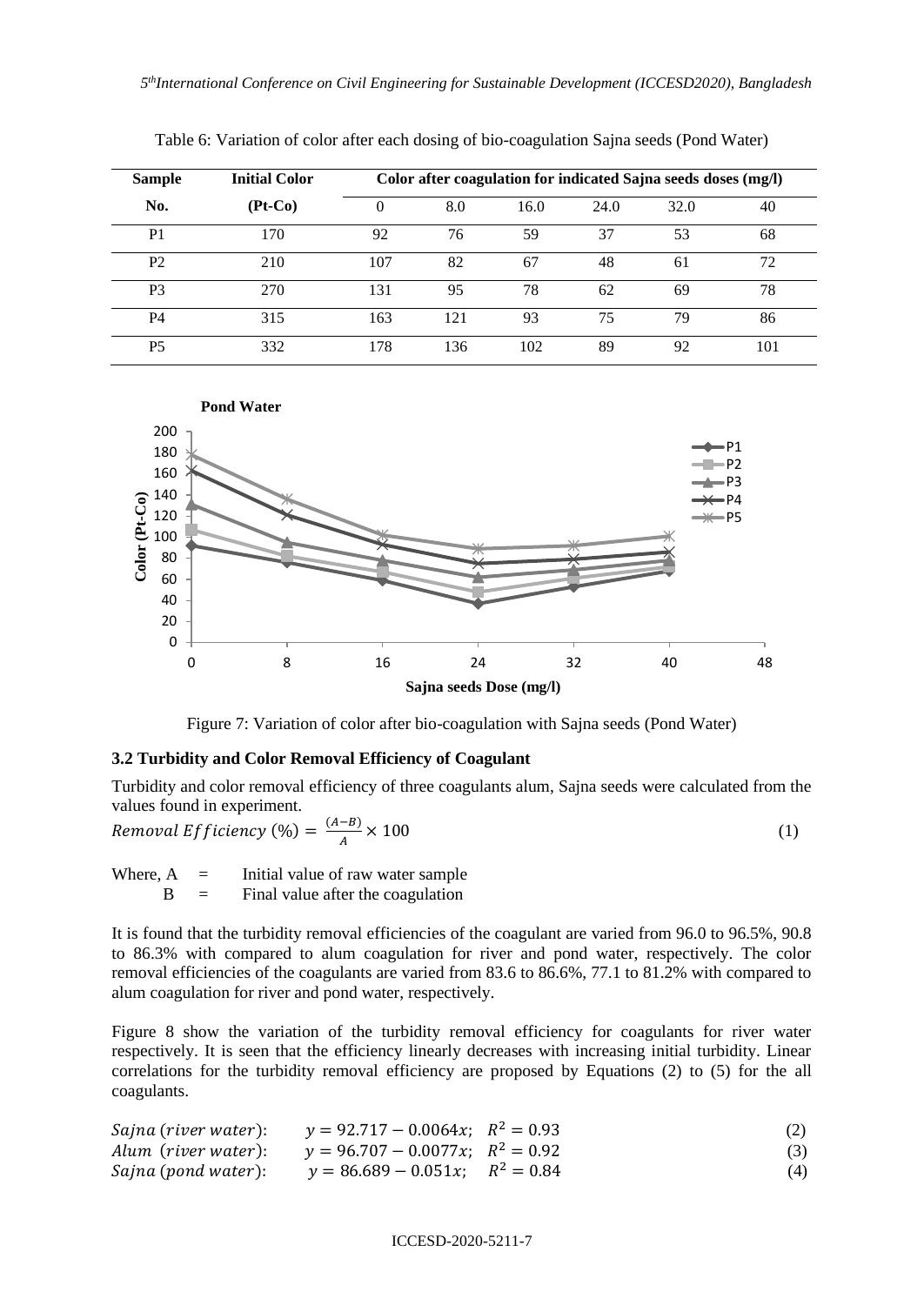Table 6: Variation of color after each dosing of bio-coagulation Sajna seeds (Pond Water)

| Sample No. | Initial Color (Pt-Co) | Color after coagulation for indicated Sajna seeds doses (mg/l) | | | | | |
|---|---|---|---|---|---|---|---|
| | | 0 | 8.0 | 16.0 | 24.0 | 32.0 | 40 |
| P1 | 170 | 92 | 76 | 59 | 37 | 53 | 68 |
| P2 | 210 | 107 | 82 | 67 | 48 | 61 | 72 |
| P3 | 270 | 131 | 95 | 78 | 62 | 69 | 78 |
| P4 | 315 | 163 | 121 | 93 | 75 | 79 | 86 |
| P5 | 332 | 178 | 136 | 102 | 89 | 92 | 101 |

Figure 7: Variation of color after bio-coagulation with Sajna seeds (Pond Water)

### 3.2 Turbidity and Color Removal Efficiency of Coagulant

Turbidity and color removal efficiency of three coagulants alum, Sajna seeds were calculated from the values found in experiment.

$$Removal\ Efficiency\ (\%) = \frac{(A-B)}{A} \times 100 \quad (1)$$

Where, A = Initial value of raw water sample
B = Final value after the coagulation

It is found that the turbidity removal efficiencies of the coagulant are varied from 96.0 to 96.5%, 90.8 to 86.3% with compared to alum coagulation for river and pond water, respectively. The color removal efficiencies of the coagulants are varied from 83.6 to 86.6%, 77.1 to 81.2% with compared to alum coagulation for river and pond water, respectively.

Figure 8 show the variation of the turbidity removal efficiency for coagulants for river water respectively. It is seen that the efficiency linearly decreases with increasing initial turbidity. Linear correlations for the turbidity removal efficiency are proposed by Equations (2) to (5) for the all coagulants.

$$Sajna\ (river\ water): \quad y = 92.717 - 0.0064x; \quad R^2 = 0.93 \quad (2)$$

$$Alum\ (river\ water): \quad y = 96.707 - 0.0077x; \quad R^2 = 0.92 \quad (3)$$

$$Sajna\ (pond\ water): \quad y = 86.689 - 0.051x; \quad R^2 = 0.84 \quad (4)$$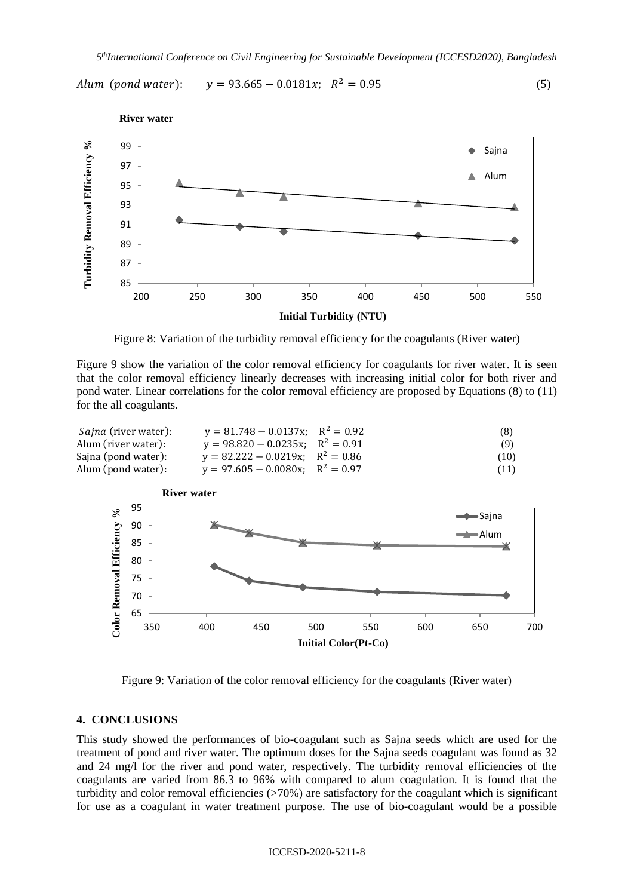$$Alum\ (pond\ water):\qquad y = 93.665 - 0.0181x;\quad R^2 = 0.95 \tag{5}$$

Figure 8: Variation of the turbidity removal efficiency for the coagulants (River water)

Figure 9 show the variation of the color removal efficiency for coagulants for river water. It is seen that the color removal efficiency linearly decreases with increasing initial color for both river and pond water. Linear correlations for the color removal efficiency are proposed by Equations (8) to (11) for the all coagulants.

$$Sajna\ (river\ water):\qquad y = 81.748 - 0.0137x;\quad R^2 = 0.92 \tag{8}$$

$$Alum\ (river\ water):\qquad y = 98.820 - 0.0235x;\quad R^2 = 0.91 \tag{9}$$

$$Sajna\ (pond\ water):\qquad y = 82.222 - 0.0219x;\quad R^2 = 0.86 \tag{10}$$

$$Alum\ (pond\ water):\qquad y = 97.605 - 0.0080x;\quad R^2 = 0.97 \tag{11}$$

Figure 9: Variation of the color removal efficiency for the coagulants (River water)

## 4. CONCLUSIONS

This study showed the performances of bio-coagulant such as Sajna seeds which are used for the treatment of pond and river water. The optimum doses for the Sajna seeds coagulant was found as 32 and 24 mg/l for the river and pond water, respectively. The turbidity removal efficiencies of the coagulants are varied from 86.3 to 96% with compared to alum coagulation. It is found that the turbidity and color removal efficiencies (>70%) are satisfactory for the coagulant which is significant for use as a coagulant in water treatment purpose. The use of bio-coagulant would be a possible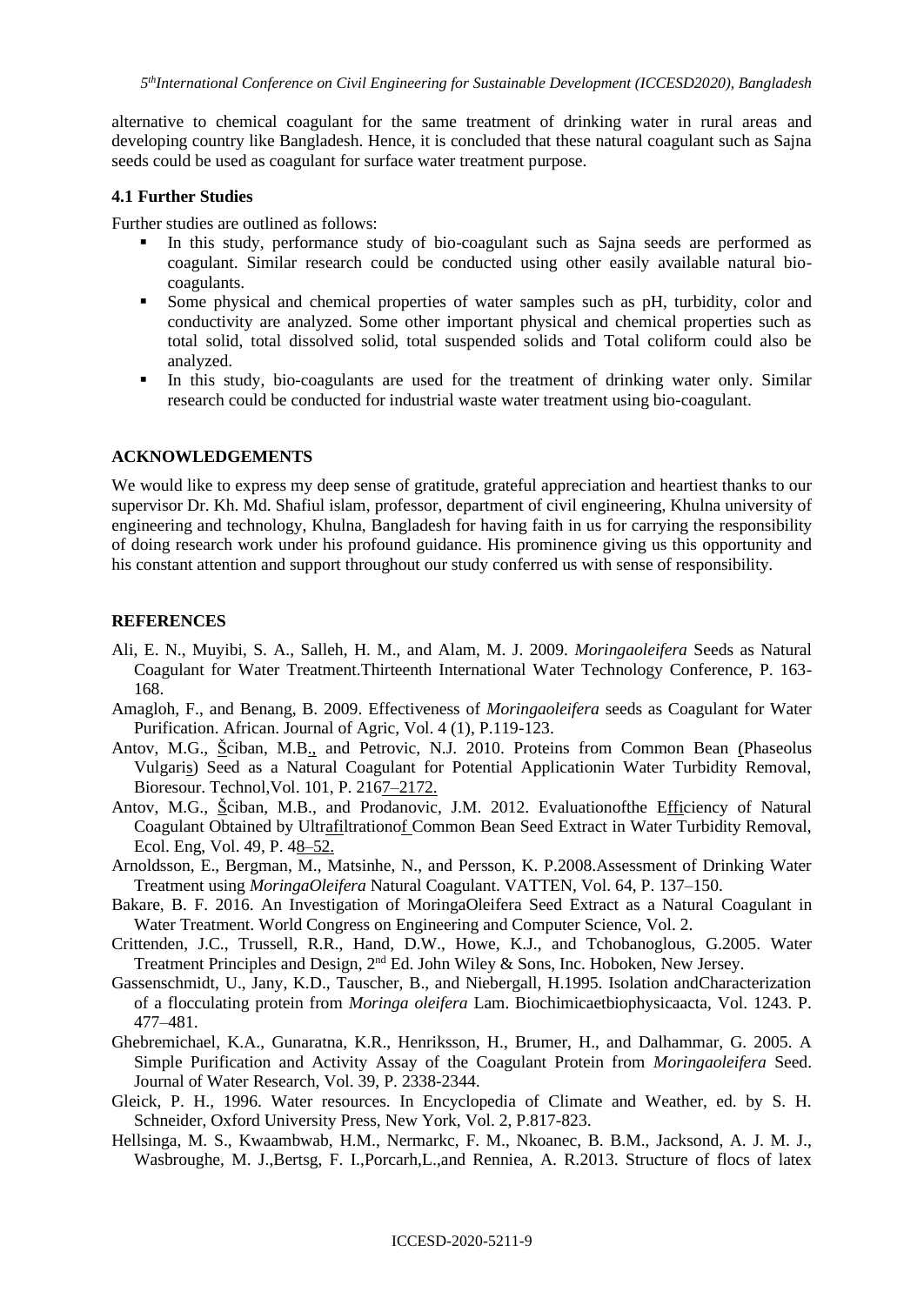alternative to chemical coagulant for the same treatment of drinking water in rural areas and developing country like Bangladesh. Hence, it is concluded that these natural coagulant such as Sajna seeds could be used as coagulant for surface water treatment purpose.

### 4.1 Further Studies

Further studies are outlined as follows:

- In this study, performance study of bio-coagulant such as Sajna seeds are performed as coagulant. Similar research could be conducted using other easily available natural bio-coagulants.
- Some physical and chemical properties of water samples such as pH, turbidity, color and conductivity are analyzed. Some other important physical and chemical properties such as total solid, total dissolved solid, total suspended solids and Total coliform could also be analyzed.
- In this study, bio-coagulants are used for the treatment of drinking water only. Similar research could be conducted for industrial waste water treatment using bio-coagulant.

## ACKNOWLEDGEMENTS

We would like to express my deep sense of gratitude, grateful appreciation and heartiest thanks to our supervisor Dr. Kh. Md. Shafiul islam, professor, department of civil engineering, Khulna university of engineering and technology, Khulna, Bangladesh for having faith in us for carrying the responsibility of doing research work under his profound guidance. His prominence giving us this opportunity and his constant attention and support throughout our study conferred us with sense of responsibility.

## REFERENCES

Ali, E. N., Muyibi, S. A., Salleh, H. M., and Alam, M. J. 2009. *Moringaoleifera* Seeds as Natural Coagulant for Water Treatment.Thirteenth International Water Technology Conference, P. 163-168.

Amagloh, F., and Benang, B. 2009. Effectiveness of *Moringaoleifera* seeds as Coagulant for Water Purification. African. Journal of Agric, Vol. 4 (1), P.119-123.

Antov, M.G., Šciban, M.B., and Petrovic, N.J. 2010. Proteins from Common Bean (Phaseolus Vulgaris) Seed as a Natural Coagulant for Potential Applicationin Water Turbidity Removal, Bioresour. Technol,Vol. 101, P. 2167–2172.

Antov, M.G., Šciban, M.B., and Prodanovic, J.M. 2012. Evaluationofthe Efficiency of Natural Coagulant Obtained by Ultrafiltrationof Common Bean Seed Extract in Water Turbidity Removal, Ecol. Eng, Vol. 49, P. 48–52.

Arnoldsson, E., Bergman, M., Matsinhe, N., and Persson, K. P.2008.Assessment of Drinking Water Treatment using *MoringaOleifera* Natural Coagulant. VATTEN, Vol. 64, P. 137–150.

Bakare, B. F. 2016. An Investigation of MoringaOleifera Seed Extract as a Natural Coagulant in Water Treatment. World Congress on Engineering and Computer Science, Vol. 2.

Crittenden, J.C., Trussell, R.R., Hand, D.W., Howe, K.J., and Tchobanoglous, G.2005. Water Treatment Principles and Design, 2nd Ed. John Wiley & Sons, Inc. Hoboken, New Jersey.

Gassenschmidt, U., Jany, K.D., Tauscher, B., and Niebergall, H.1995. Isolation andCharacterization of a flocculating protein from *Moringa oleifera* Lam. Biochimicaetbiophysicaacta, Vol. 1243. P. 477–481.

Ghebremichael, K.A., Gunaratna, K.R., Henriksson, H., Brumer, H., and Dalhammar, G. 2005. A Simple Purification and Activity Assay of the Coagulant Protein from *Moringaoleifera* Seed. Journal of Water Research, Vol. 39, P. 2338-2344.

Gleick, P. H., 1996. Water resources. In Encyclopedia of Climate and Weather, ed. by S. H. Schneider, Oxford University Press, New York, Vol. 2, P.817-823.

Hellsinga, M. S., Kwaambwab, H.M., Nermarkc, F. M., Nkoanec, B. B.M., Jacksond, A. J. M. J., Wasbroughe, M. J.,Bertsg, F. I.,Porcarh,L.,and Renniea, A. R.2013. Structure of flocs of latex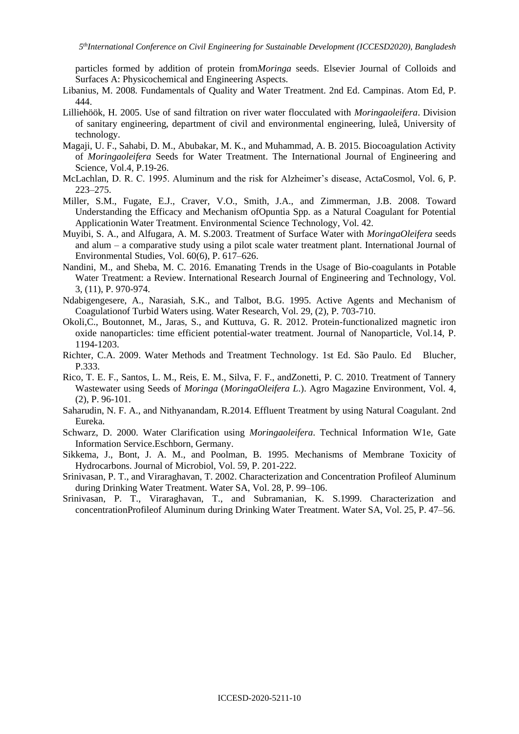particles formed by addition of protein from*Moringa* seeds. Elsevier Journal of Colloids and Surfaces A: Physicochemical and Engineering Aspects.

Libanius, M. 2008. Fundamentals of Quality and Water Treatment. 2nd Ed. Campinas. Atom Ed, P. 444.

Lilliehöök, H. 2005. Use of sand filtration on river water flocculated with *Moringaoleifera*. Division of sanitary engineering, department of civil and environmental engineering, luleå, University of technology.

Magaji, U. F., Sahabi, D. M., Abubakar, M. K., and Muhammad, A. B. 2015. Biocoagulation Activity of *Moringaoleifera* Seeds for Water Treatment. The International Journal of Engineering and Science, Vol.4, P.19-26.

McLachlan, D. R. C. 1995. Aluminum and the risk for Alzheimer's disease, ActaCosmol, Vol. 6, P. 223–275.

Miller, S.M., Fugate, E.J., Craver, V.O., Smith, J.A., and Zimmerman, J.B. 2008. Toward Understanding the Efficacy and Mechanism ofOpuntia Spp. as a Natural Coagulant for Potential Applicationin Water Treatment. Environmental Science Technology, Vol. 42.

Muyibi, S. A., and Alfugara, A. M. S.2003. Treatment of Surface Water with *MoringaOleifera* seeds and alum – a comparative study using a pilot scale water treatment plant. International Journal of Environmental Studies, Vol. 60(6), P. 617–626.

Nandini, M., and Sheba, M. C. 2016. Emanating Trends in the Usage of Bio-coagulants in Potable Water Treatment: a Review. International Research Journal of Engineering and Technology, Vol. 3, (11), P. 970-974.

Ndabigengesere, A., Narasiah, S.K., and Talbot, B.G. 1995. Active Agents and Mechanism of Coagulationof Turbid Waters using. Water Research, Vol. 29, (2), P. 703-710.

Okoli,C., Boutonnet, M., Jaras, S., and Kuttuva, G. R. 2012. Protein-functionalized magnetic iron oxide nanoparticles: time efficient potential-water treatment. Journal of Nanoparticle, Vol.14, P. 1194-1203.

Richter, C.A. 2009. Water Methods and Treatment Technology. 1st Ed. São Paulo. Ed Blucher, P.333.

Rico, T. E. F., Santos, L. M., Reis, E. M., Silva, F. F., andZonetti, P. C. 2010. Treatment of Tannery Wastewater using Seeds of *Moringa* (*MoringaOleifera L.*). Agro Magazine Environment, Vol. 4, (2), P. 96-101.

Saharudin, N. F. A., and Nithyanandam, R.2014. Effluent Treatment by using Natural Coagulant. 2nd Eureka.

Schwarz, D. 2000. Water Clarification using *Moringaoleifera*. Technical Information W1e, Gate Information Service.Eschborn, Germany.

Sikkema, J., Bont, J. A. M., and Poolman, B. 1995. Mechanisms of Membrane Toxicity of Hydrocarbons. Journal of Microbiol, Vol. 59, P. 201-222.

Srinivasan, P. T., and Viraraghavan, T. 2002. Characterization and Concentration Profileof Aluminum during Drinking Water Treatment. Water SA, Vol. 28, P. 99–106.

Srinivasan, P. T., Viraraghavan, T., and Subramanian, K. S.1999. Characterization and concentrationProfileof Aluminum during Drinking Water Treatment. Water SA, Vol. 25, P. 47–56.